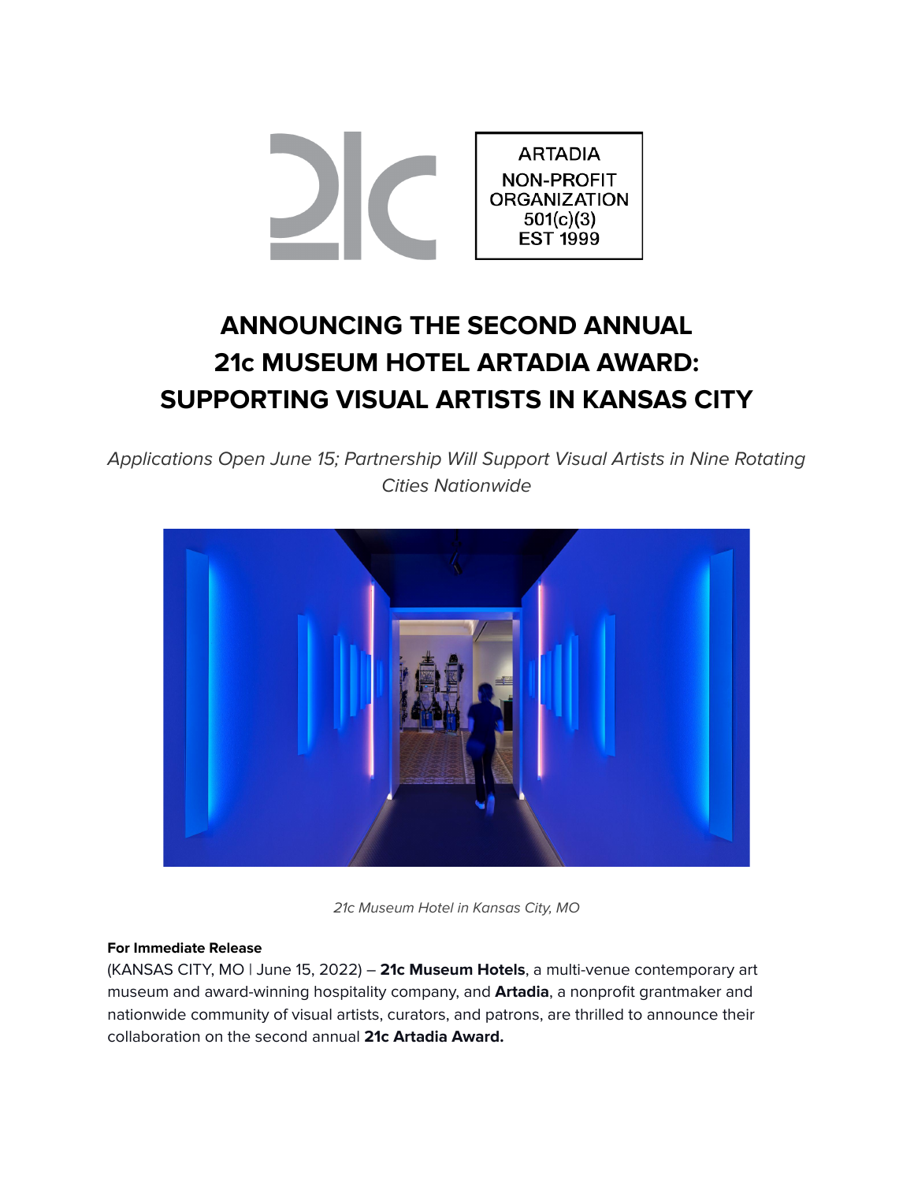ARTADIA
NON-PROFIT
ORGANIZATION
501(c)(3)
EST 1999

# ANNOUNCING THE SECOND ANNUAL 21c MUSEUM HOTEL ARTADIA AWARD: SUPPORTING VISUAL ARTISTS IN KANSAS CITY

*Applications Open June 15; Partnership Will Support Visual Artists in Nine Rotating Cities Nationwide*

*21c Museum Hotel in Kansas City, MO*

**For Immediate Release**

(KANSAS CITY, MO | June 15, 2022) – **21c Museum Hotels**, a multi-venue contemporary art museum and award-winning hospitality company, and **Artadia**, a nonprofit grantmaker and nationwide community of visual artists, curators, and patrons, are thrilled to announce their collaboration on the second annual **21c Artadia Award.**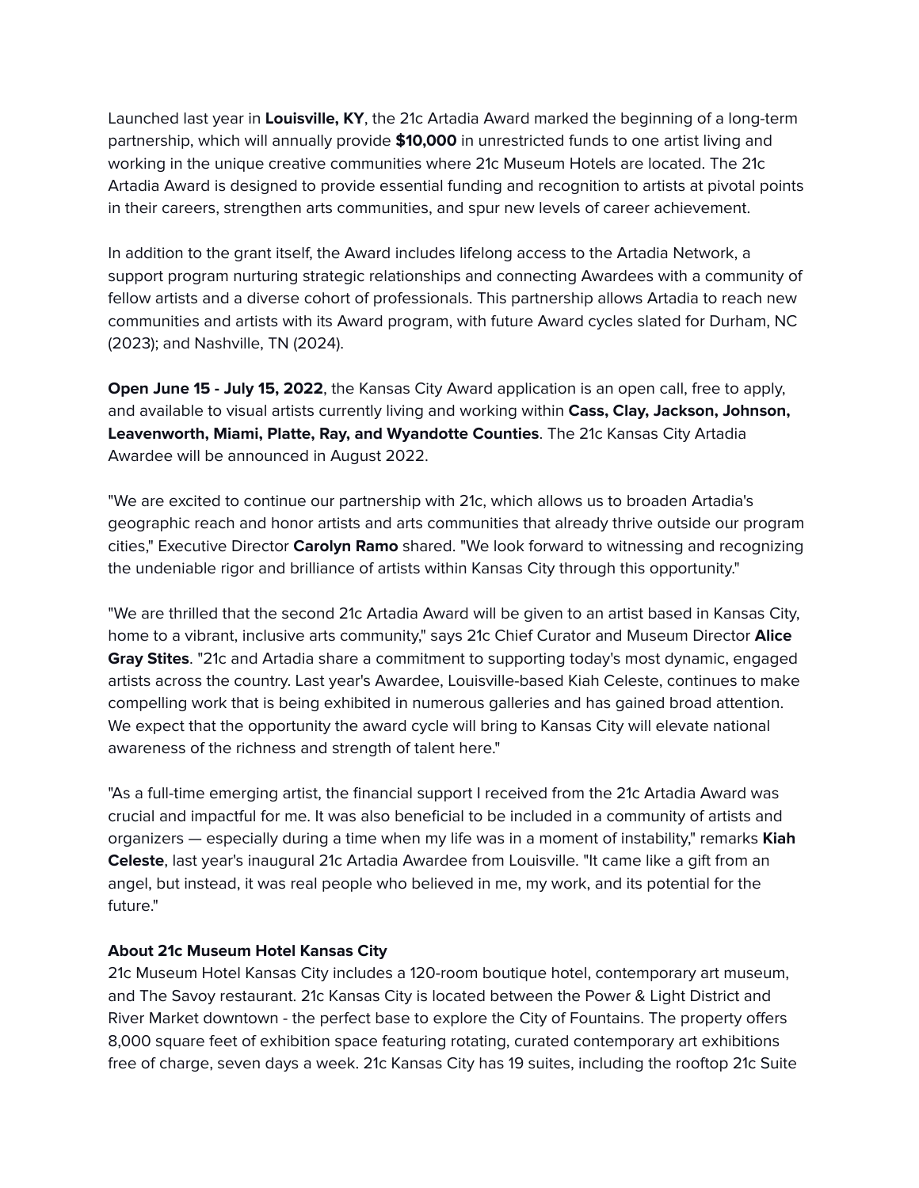Launched last year in **Louisville, KY**, the 21c Artadia Award marked the beginning of a long-term partnership, which will annually provide **$10,000** in unrestricted funds to one artist living and working in the unique creative communities where 21c Museum Hotels are located. The 21c Artadia Award is designed to provide essential funding and recognition to artists at pivotal points in their careers, strengthen arts communities, and spur new levels of career achievement.

In addition to the grant itself, the Award includes lifelong access to the Artadia Network, a support program nurturing strategic relationships and connecting Awardees with a community of fellow artists and a diverse cohort of professionals. This partnership allows Artadia to reach new communities and artists with its Award program, with future Award cycles slated for Durham, NC (2023); and Nashville, TN (2024).

**Open June 15 - July 15, 2022**, the Kansas City Award application is an open call, free to apply, and available to visual artists currently living and working within **Cass, Clay, Jackson, Johnson, Leavenworth, Miami, Platte, Ray, and Wyandotte Counties**. The 21c Kansas City Artadia Awardee will be announced in August 2022.

"We are excited to continue our partnership with 21c, which allows us to broaden Artadia's geographic reach and honor artists and arts communities that already thrive outside our program cities," Executive Director **Carolyn Ramo** shared. "We look forward to witnessing and recognizing the undeniable rigor and brilliance of artists within Kansas City through this opportunity."

"We are thrilled that the second 21c Artadia Award will be given to an artist based in Kansas City, home to a vibrant, inclusive arts community," says 21c Chief Curator and Museum Director **Alice Gray Stites**. "21c and Artadia share a commitment to supporting today's most dynamic, engaged artists across the country. Last year's Awardee, Louisville-based Kiah Celeste, continues to make compelling work that is being exhibited in numerous galleries and has gained broad attention. We expect that the opportunity the award cycle will bring to Kansas City will elevate national awareness of the richness and strength of talent here."

"As a full-time emerging artist, the financial support I received from the 21c Artadia Award was crucial and impactful for me. It was also beneficial to be included in a community of artists and organizers — especially during a time when my life was in a moment of instability," remarks **Kiah Celeste**, last year's inaugural 21c Artadia Awardee from Louisville. "It came like a gift from an angel, but instead, it was real people who believed in me, my work, and its potential for the future."

**About 21c Museum Hotel Kansas City**

21c Museum Hotel Kansas City includes a 120-room boutique hotel, contemporary art museum, and The Savoy restaurant. 21c Kansas City is located between the Power & Light District and River Market downtown - the perfect base to explore the City of Fountains. The property offers 8,000 square feet of exhibition space featuring rotating, curated contemporary art exhibitions free of charge, seven days a week. 21c Kansas City has 19 suites, including the rooftop 21c Suite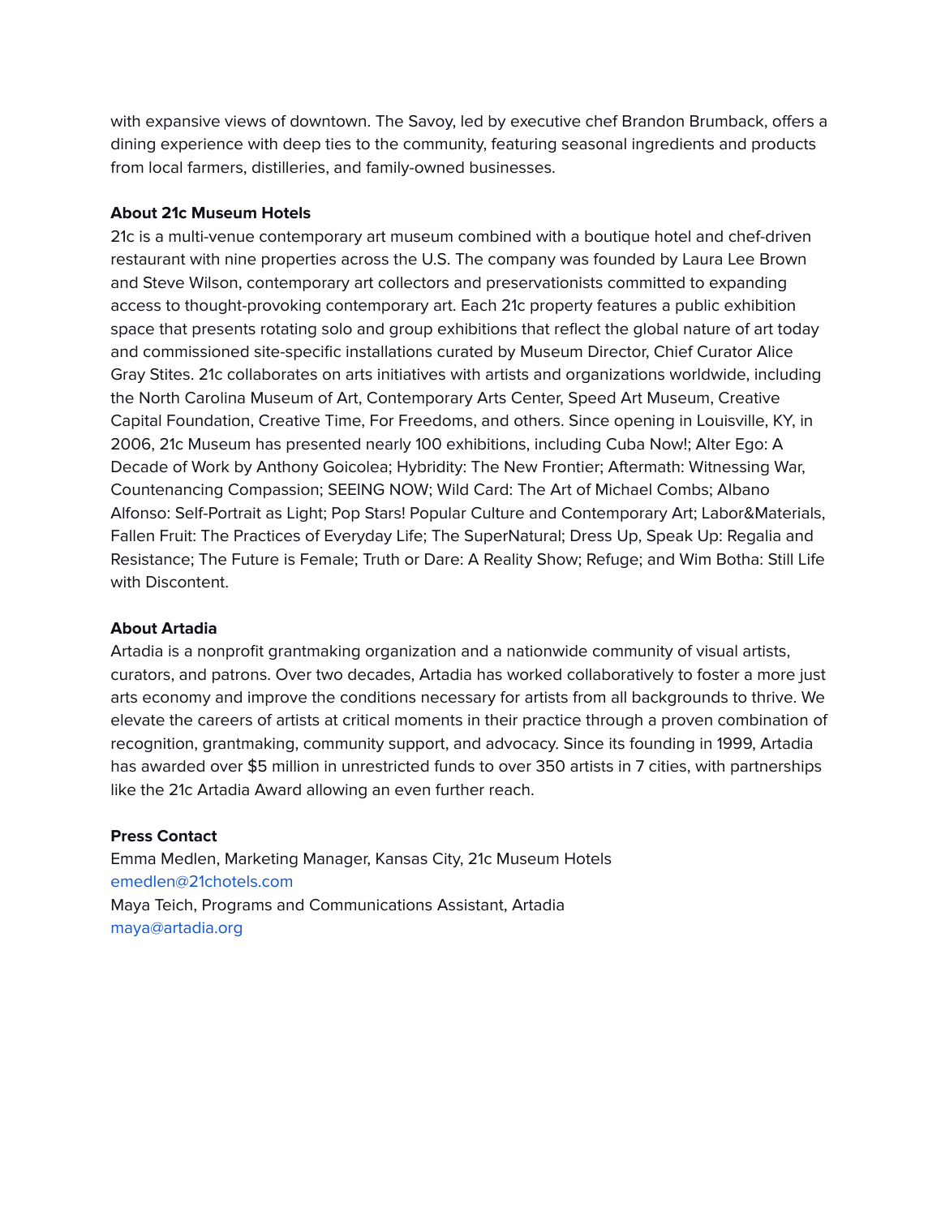with expansive views of downtown. The Savoy, led by executive chef Brandon Brumback, offers a dining experience with deep ties to the community, featuring seasonal ingredients and products from local farmers, distilleries, and family-owned businesses.

**About 21c Museum Hotels**

21c is a multi-venue contemporary art museum combined with a boutique hotel and chef-driven restaurant with nine properties across the U.S. The company was founded by Laura Lee Brown and Steve Wilson, contemporary art collectors and preservationists committed to expanding access to thought-provoking contemporary art. Each 21c property features a public exhibition space that presents rotating solo and group exhibitions that reflect the global nature of art today and commissioned site-specific installations curated by Museum Director, Chief Curator Alice Gray Stites. 21c collaborates on arts initiatives with artists and organizations worldwide, including the North Carolina Museum of Art, Contemporary Arts Center, Speed Art Museum, Creative Capital Foundation, Creative Time, For Freedoms, and others. Since opening in Louisville, KY, in 2006, 21c Museum has presented nearly 100 exhibitions, including Cuba Now!; Alter Ego: A Decade of Work by Anthony Goicolea; Hybridity: The New Frontier; Aftermath: Witnessing War, Countenancing Compassion; SEEING NOW; Wild Card: The Art of Michael Combs; Albano Alfonso: Self-Portrait as Light; Pop Stars! Popular Culture and Contemporary Art; Labor&Materials, Fallen Fruit: The Practices of Everyday Life; The SuperNatural; Dress Up, Speak Up: Regalia and Resistance; The Future is Female; Truth or Dare: A Reality Show; Refuge; and Wim Botha: Still Life with Discontent.

**About Artadia**

Artadia is a nonprofit grantmaking organization and a nationwide community of visual artists, curators, and patrons. Over two decades, Artadia has worked collaboratively to foster a more just arts economy and improve the conditions necessary for artists from all backgrounds to thrive. We elevate the careers of artists at critical moments in their practice through a proven combination of recognition, grantmaking, community support, and advocacy. Since its founding in 1999, Artadia has awarded over $5 million in unrestricted funds to over 350 artists in 7 cities, with partnerships like the 21c Artadia Award allowing an even further reach.

**Press Contact**

Emma Medlen, Marketing Manager, Kansas City, 21c Museum Hotels
emedlen@21chotels.com
Maya Teich, Programs and Communications Assistant, Artadia
maya@artadia.org